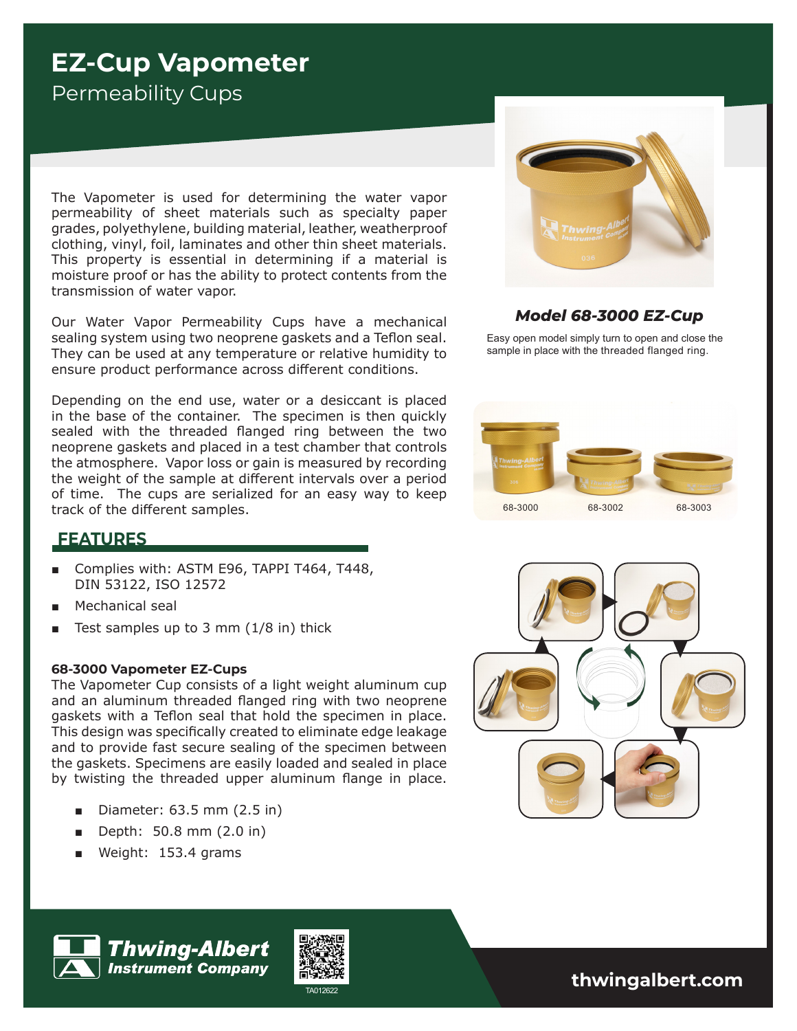# EZ-Cup Vapometer

## Permeability Cups

The Vapometer is used for determining the water vapor permeability of sheet materials such as specialty paper grades, polyethylene, building material, leather, weatherproof clothing, vinyl, foil, laminates and other thin sheet materials. This property is essential in determining if a material is moisture proof or has the ability to protect contents from the transmission of water vapor.

Our Water Vapor Permeability Cups have a mechanical sealing system using two neoprene gaskets and a Teflon seal. They can be used at any temperature or relative humidity to ensure product performance across different conditions.

Depending on the end use, water or a desiccant is placed in the base of the container. The specimen is then quickly sealed with the threaded flanged ring between the two neoprene gaskets and placed in a test chamber that controls the atmosphere. Vapor loss or gain is measured by recording the weight of the sample at different intervals over a period of time. The cups are serialized for an easy way to keep track of the different samples.

***Model 68-3000 EZ-Cup***

Easy open model simply turn to open and close the sample in place with the threaded flanged ring.

68-3000 68-3002 68-3003

## FEATURES

- Complies with: ASTM E96, TAPPI T464, T448, DIN 53122, ISO 12572
- Mechanical seal
- Test samples up to 3 mm (1/8 in) thick

**68-3000 Vapometer EZ-Cups**

The Vapometer Cup consists of a light weight aluminum cup and an aluminum threaded flanged ring with two neoprene gaskets with a Teflon seal that hold the specimen in place. This design was specifically created to eliminate edge leakage and to provide fast secure sealing of the specimen between the gaskets. Specimens are easily loaded and sealed in place by twisting the threaded upper aluminum flange in place.

- Diameter: 63.5 mm (2.5 in)
- Depth: 50.8 mm (2.0 in)
- Weight: 153.4 grams

**Thwing-Albert Instrument Company**

TA012622

thwingalbert.com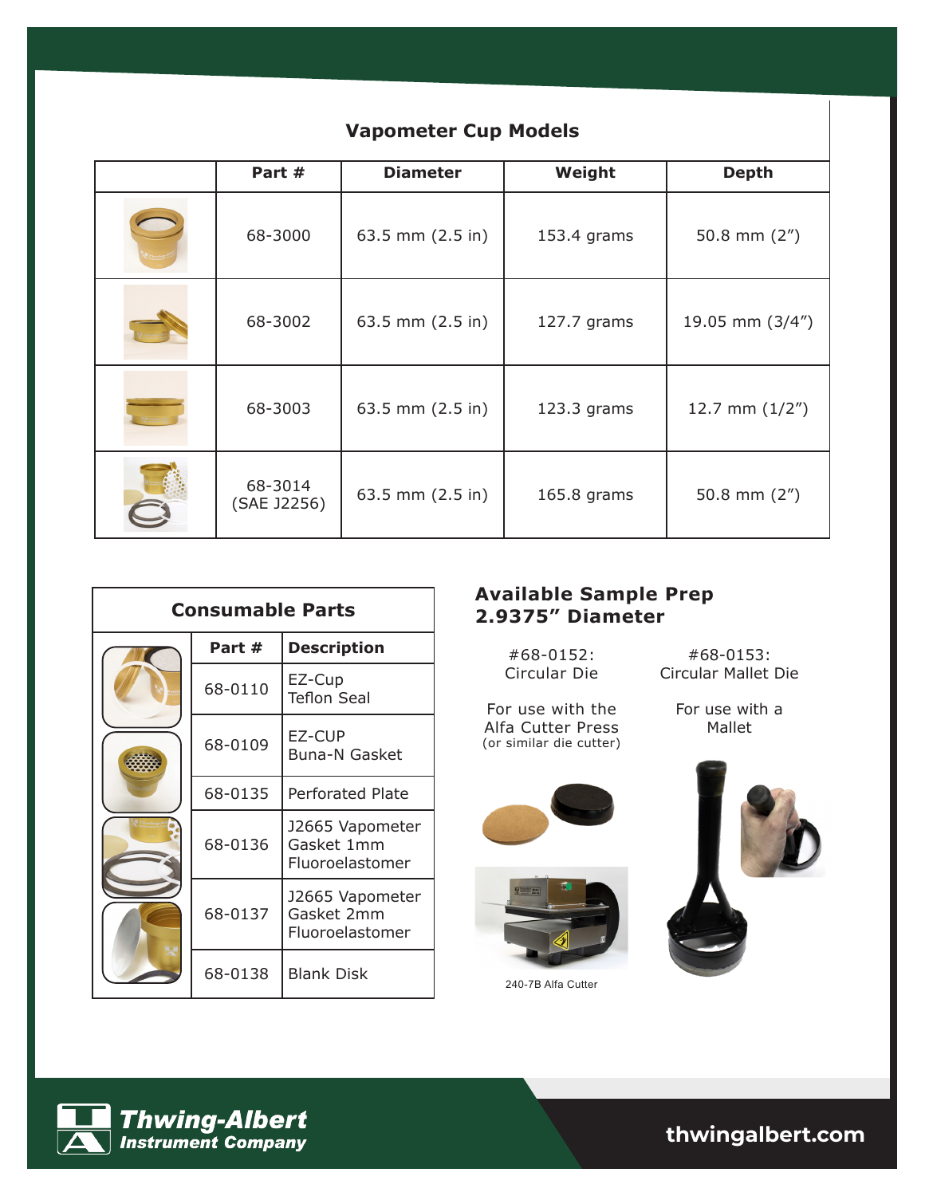## Vapometer Cup Models

| | Part # | Diameter | Weight | Depth |
|---|---|---|---|---|
| | 68-3000 | 63.5 mm (2.5 in) | 153.4 grams | 50.8 mm (2”) |
| | 68-3002 | 63.5 mm (2.5 in) | 127.7 grams | 19.05 mm (3/4”) |
| | 68-3003 | 63.5 mm (2.5 in) | 123.3 grams | 12.7 mm (1/2”) |
| | 68-3014 (SAE J2256) | 63.5 mm (2.5 in) | 165.8 grams | 50.8 mm (2”) |

## Consumable Parts

| Part # | Description |
|---|---|
| 68-0110 | EZ-Cup Teflon Seal |
| 68-0109 | EZ-CUP Buna-N Gasket |
| 68-0135 | Perforated Plate |
| 68-0136 | J2665 Vapometer Gasket 1mm Fluoroelastomer |
| 68-0137 | J2665 Vapometer Gasket 2mm Fluoroelastomer |
| 68-0138 | Blank Disk |

## Available Sample Prep 2.9375” Diameter

**#68-0152:** Circular Die

For use with the Alfa Cutter Press (or similar die cutter)

240-7B Alfa Cutter

**#68-0153:** Circular Mallet Die

For use with a Mallet

Thwing-Albert Instrument Company

thwingalbert.com